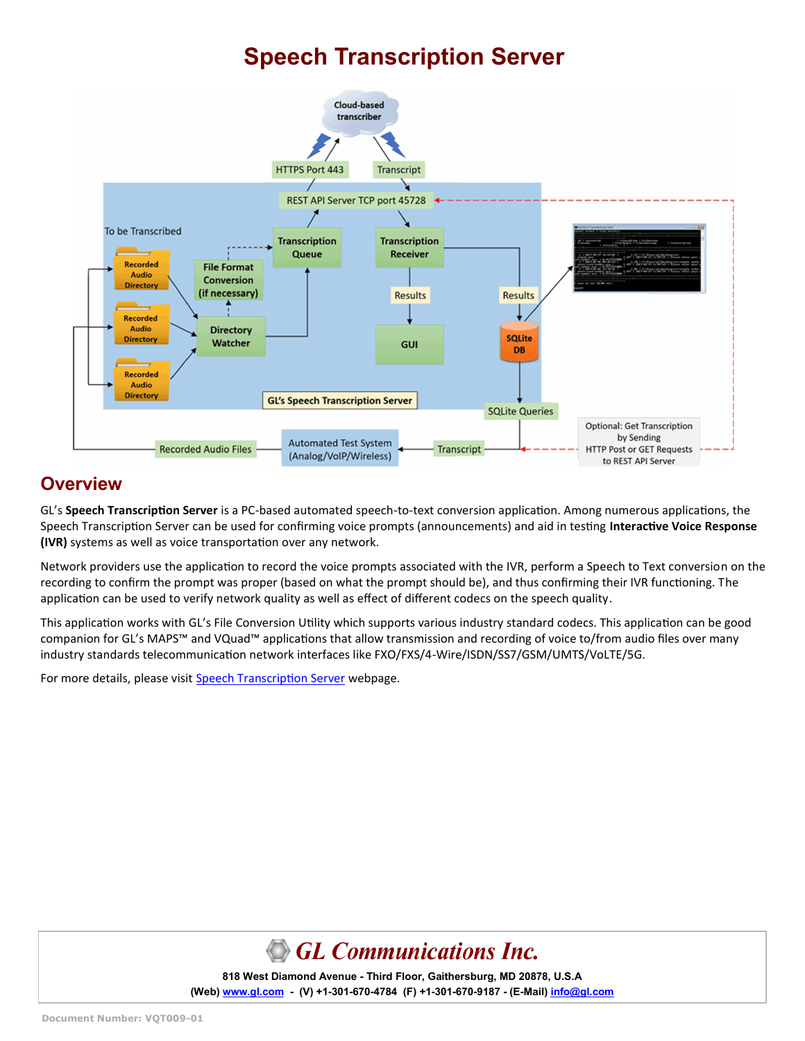# Speech Transcription Server

## Overview

GL's **Speech Transcription Server** is a PC-based automated speech-to-text conversion application. Among numerous applications, the Speech Transcription Server can be used for confirming voice prompts (announcements) and aid in testing **Interactive Voice Response (IVR)** systems as well as voice transportation over any network.

Network providers use the application to record the voice prompts associated with the IVR, perform a Speech to Text conversion on the recording to confirm the prompt was proper (based on what the prompt should be), and thus confirming their IVR functioning. The application can be used to verify network quality as well as effect of different codecs on the speech quality.

This application works with GL's File Conversion Utility which supports various industry standard codecs. This application can be good companion for GL's MAPS™ and VQuad™ applications that allow transmission and recording of voice to/from audio files over many industry standards telecommunication network interfaces like FXO/FXS/4-Wire/ISDN/SS7/GSM/UMTS/VoLTE/5G.

For more details, please visit Speech Transcription Server webpage.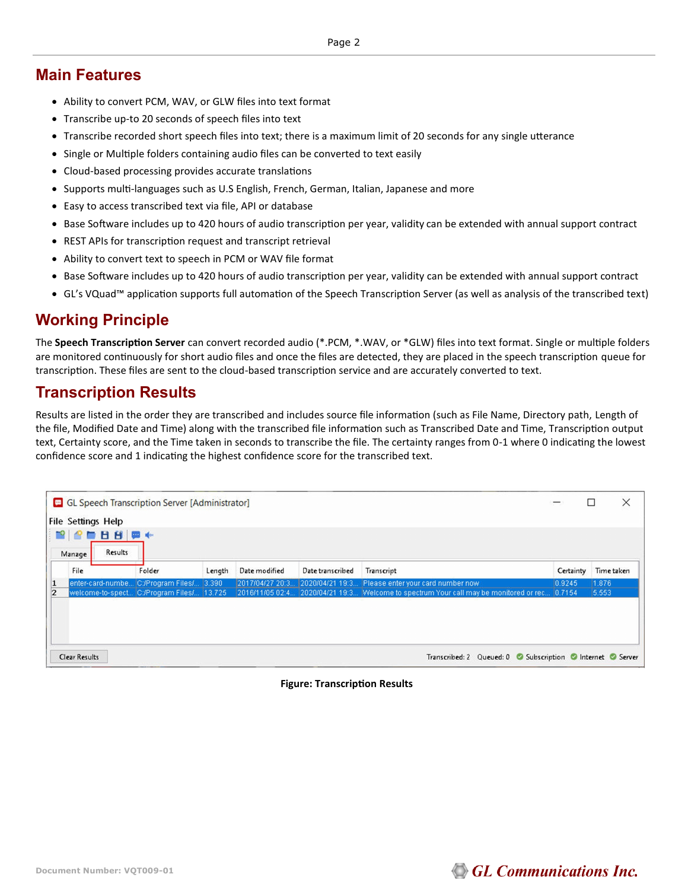## Main Features

- Ability to convert PCM, WAV, or GLW files into text format
- Transcribe up-to 20 seconds of speech files into text
- Transcribe recorded short speech files into text; there is a maximum limit of 20 seconds for any single utterance
- Single or Multiple folders containing audio files can be converted to text easily
- Cloud-based processing provides accurate translations
- Supports multi-languages such as U.S English, French, German, Italian, Japanese and more
- Easy to access transcribed text via file, API or database
- Base Software includes up to 420 hours of audio transcription per year, validity can be extended with annual support contract
- REST APIs for transcription request and transcript retrieval
- Ability to convert text to speech in PCM or WAV file format
- Base Software includes up to 420 hours of audio transcription per year, validity can be extended with annual support contract
- GL's VQuad™ application supports full automation of the Speech Transcription Server (as well as analysis of the transcribed text)

## Working Principle

The **Speech Transcription Server** can convert recorded audio (*.PCM, *.WAV, or *GLW) files into text format. Single or multiple folders are monitored continuously for short audio files and once the files are detected, they are placed in the speech transcription queue for transcription. These files are sent to the cloud-based transcription service and are accurately converted to text.

## Transcription Results

Results are listed in the order they are transcribed and includes source file information (such as File Name, Directory path, Length of the file, Modified Date and Time) along with the transcribed file information such as Transcribed Date and Time, Transcription output text, Certainty score, and the Time taken in seconds to transcribe the file. The certainty ranges from 0-1 where 0 indicating the lowest confidence score and 1 indicating the highest confidence score for the transcribed text.

GL Speech Transcription Server [Administrator]

File Settings Help

Manage | Results

| | File | Folder | Length | Date modified | Date transcribed | Transcript | Certainty | Time taken |
|---|---|---|---|---|---|---|---|---|
| 1 | enter-card-numbe... | C:/Program Files/... | 3.390 | 2017/04/27 20:3... | 2020/04/21 19:3... | Please enter your card number now | 0.9245 | 1.876 |
| 2 | welcome-to-spect... | C:/Program Files/... | 13.725 | 2016/11/05 02:4... | 2020/04/21 19:3... | Welcome to spectrum Your call may be monitored or rec... | 0.7154 | 5.553 |

Clear Results    Transcribed: 2    Queued: 0    Subscription    Internet    Server

**Figure: Transcription Results**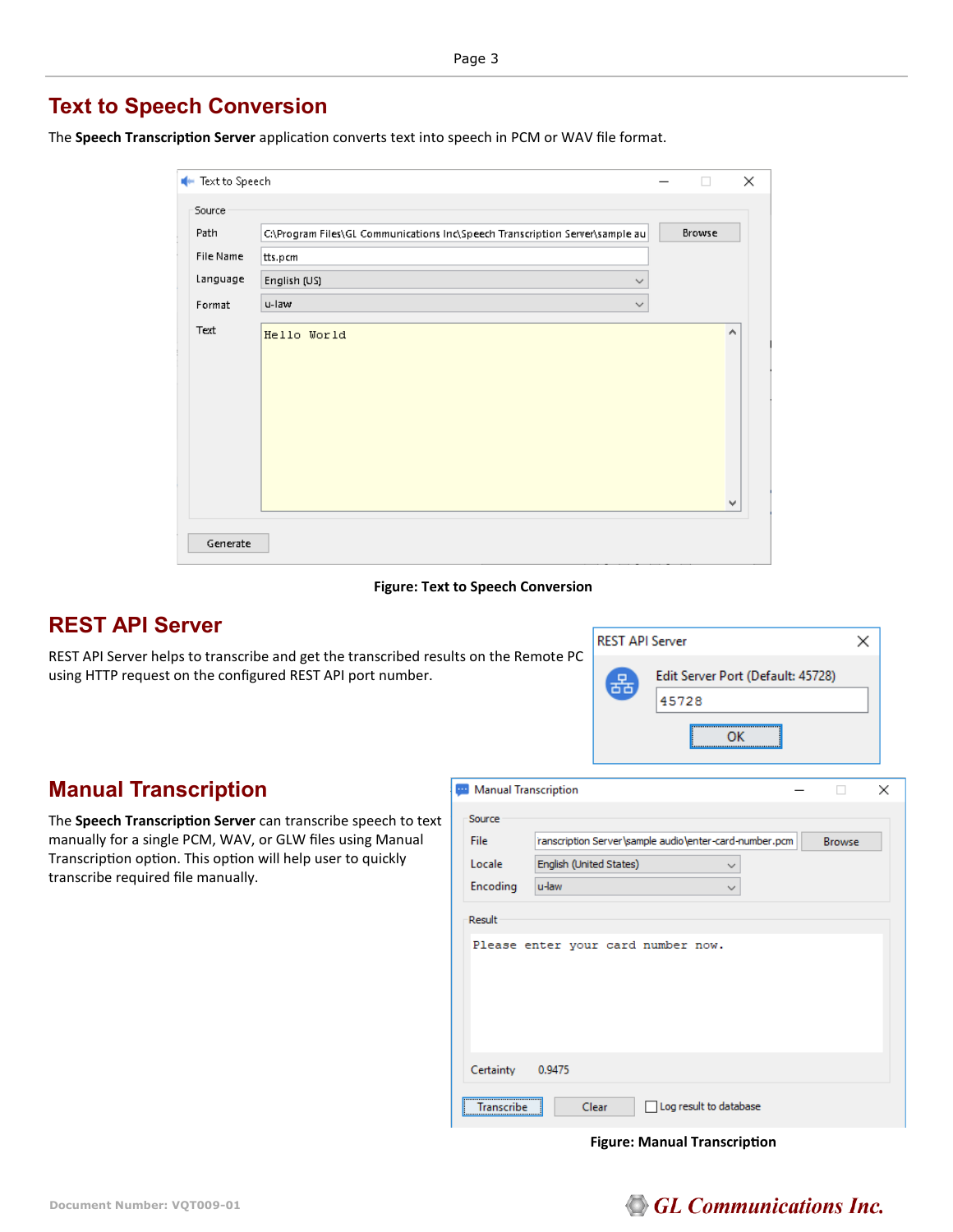## Text to Speech Conversion

The **Speech Transcription Server** application converts text into speech in PCM or WAV file format.

**Figure: Text to Speech Conversion**

## REST API Server

REST API Server helps to transcribe and get the transcribed results on the Remote PC using HTTP request on the configured REST API port number.

## Manual Transcription

The **Speech Transcription Server** can transcribe speech to text manually for a single PCM, WAV, or GLW files using Manual Transcription option. This option will help user to quickly transcribe required file manually.

**Figure: Manual Transcription**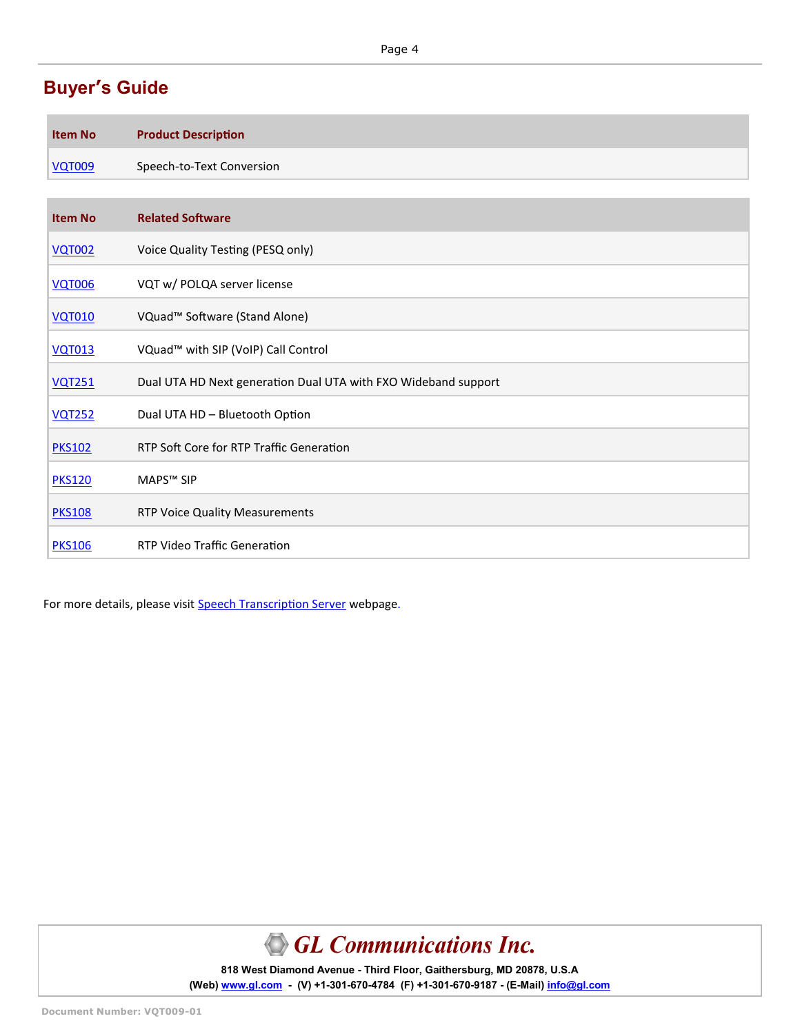## Buyer's Guide

| Item No | Product Description |
| --- | --- |
| VQT009 | Speech-to-Text Conversion |

| Item No | Related Software |
| --- | --- |
| VQT002 | Voice Quality Testing (PESQ only) |
| VQT006 | VQT w/ POLQA server license |
| VQT010 | VQuad™ Software (Stand Alone) |
| VQT013 | VQuad™ with SIP (VoIP) Call Control |
| VQT251 | Dual UTA HD Next generation Dual UTA with FXO Wideband support |
| VQT252 | Dual UTA HD – Bluetooth Option |
| PKS102 | RTP Soft Core for RTP Traffic Generation |
| PKS120 | MAPS™ SIP |
| PKS108 | RTP Voice Quality Measurements |
| PKS106 | RTP Video Traffic Generation |

For more details, please visit Speech Transcription Server webpage.

**GL Communications Inc.**

**818 West Diamond Avenue - Third Floor, Gaithersburg, MD 20878, U.S.A**

**(Web) www.gl.com - (V) +1-301-670-4784 (F) +1-301-670-9187 - (E-Mail) info@gl.com**

Document Number: VQT009-01